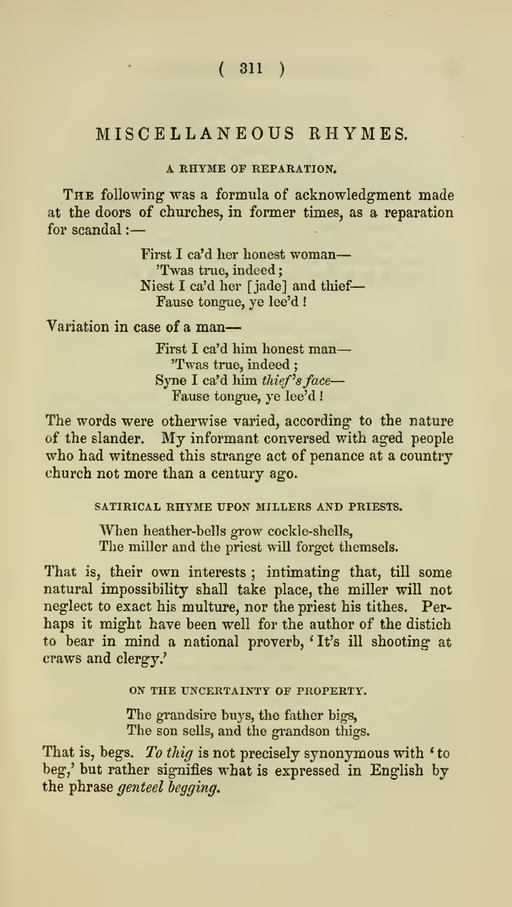# MISCELLANEOUS RHYMES.

### A RHYME OF REPARATION.

The following was a formula of acknowledgment made at the doors of churches, in former times, as a reparation for scandal:—

> First I ca'd her honest woman—
> 'Twas true, indeed;
> Niest I ca'd her [jade] and thief—
> Fause tongue, ye lee'd!

Variation in case of a man—

> First I ca'd him honest man—
> 'Twas true, indeed;
> Syne I ca'd him *thief's face*—
> Fause tongue, ye lee'd!

The words were otherwise varied, according to the nature of the slander. My informant conversed with aged people who had witnessed this strange act of penance at a country church not more than a century ago.

### SATIRICAL RHYME UPON MILLERS AND PRIESTS.

> When heather-bells grow cockle-shells,
> The miller and the priest will forget themsels.

That is, their own interests; intimating that, till some natural impossibility shall take place, the miller will not neglect to exact his multure, nor the priest his tithes. Perhaps it might have been well for the author of the distich to bear in mind a national proverb, 'It's ill shooting at craws and clergy.'

### ON THE UNCERTAINTY OF PROPERTY.

> The grandsire buys, the father bigs,
> The son sells, and the grandson thigs.

That is, begs. *To thig* is not precisely synonymous with 'to beg,' but rather signifies what is expressed in English by the phrase *genteel begging*.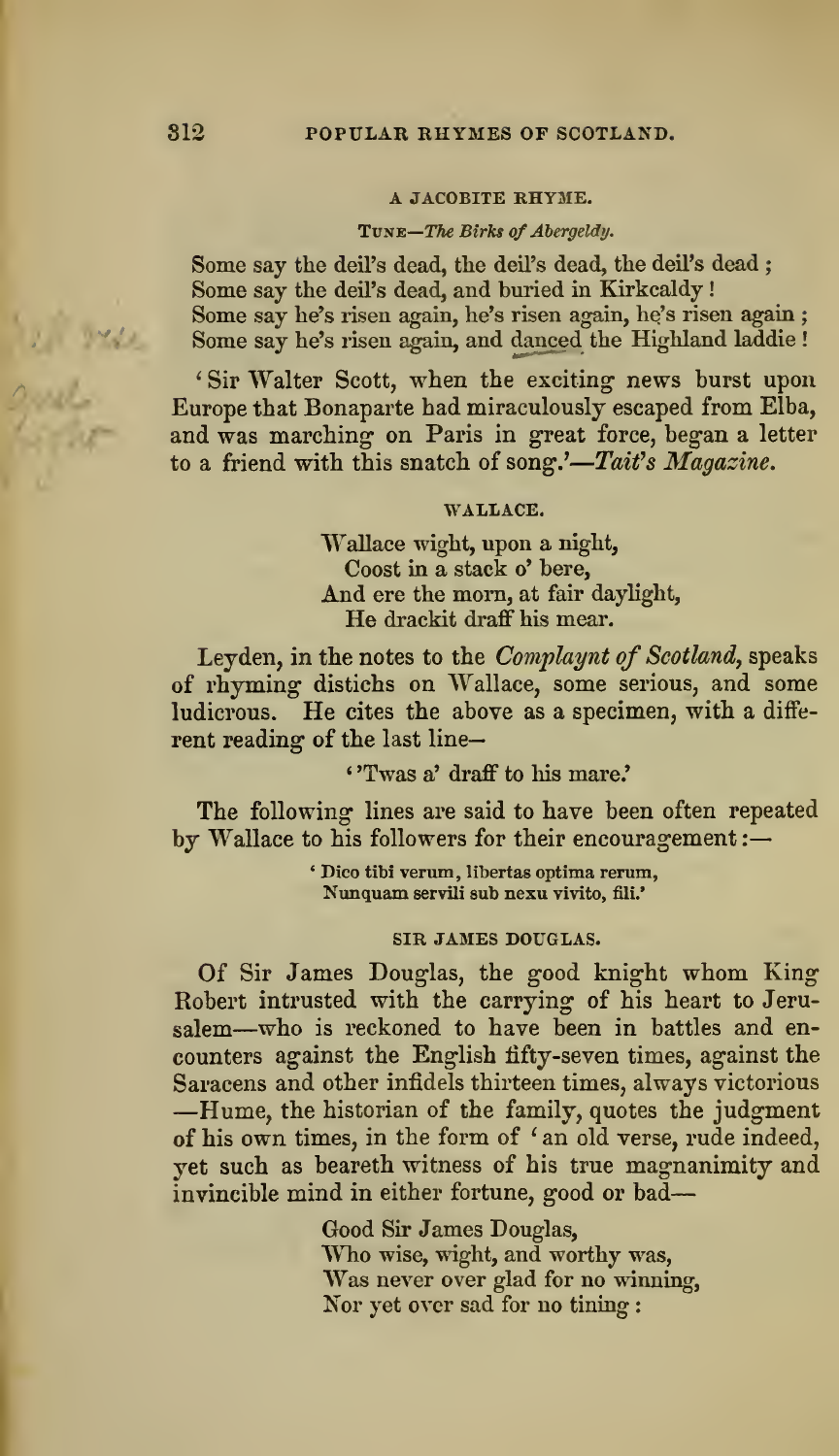### A JACOBITE RHYME.

TUNE—*The Birks of Abergeldy.*

Some say the deil's dead, the deil's dead, the deil's dead ;
Some say the deil's dead, and buried in Kirkcaldy !
Some say he's risen again, he's risen again, he's risen again ;
Some say he's risen again, and danced the Highland laddie !

'Sir Walter Scott, when the exciting news burst upon Europe that Bonaparte had miraculously escaped from Elba, and was marching on Paris in great force, began a letter to a friend with this snatch of song.'—*Tait's Magazine.*

### WALLACE.

Wallace wight, upon a night,
Coost in a stack o' bere,
And ere the morn, at fair daylight,
He drackit draff his mear.

Leyden, in the notes to the *Complaynt of Scotland*, speaks of rhyming distichs on Wallace, some serious, and some ludicrous. He cites the above as a specimen, with a different reading of the last line—

''Twas a' draff to his mare.'

The following lines are said to have been often repeated by Wallace to his followers for their encouragement :—

'Dico tibi verum, libertas optima rerum,
Nunquam servili sub nexu vivito, fili.'

### SIR JAMES DOUGLAS.

Of Sir James Douglas, the good knight whom King Robert intrusted with the carrying of his heart to Jerusalem—who is reckoned to have been in battles and encounters against the English fifty-seven times, against the Saracens and other infidels thirteen times, always victorious —Hume, the historian of the family, quotes the judgment of his own times, in the form of 'an old verse, rude indeed, yet such as beareth witness of his true magnanimity and invincible mind in either fortune, good or bad—

Good Sir James Douglas,
Who wise, wight, and worthy was,
Was never over glad for no winning,
Nor yet over sad for no tining :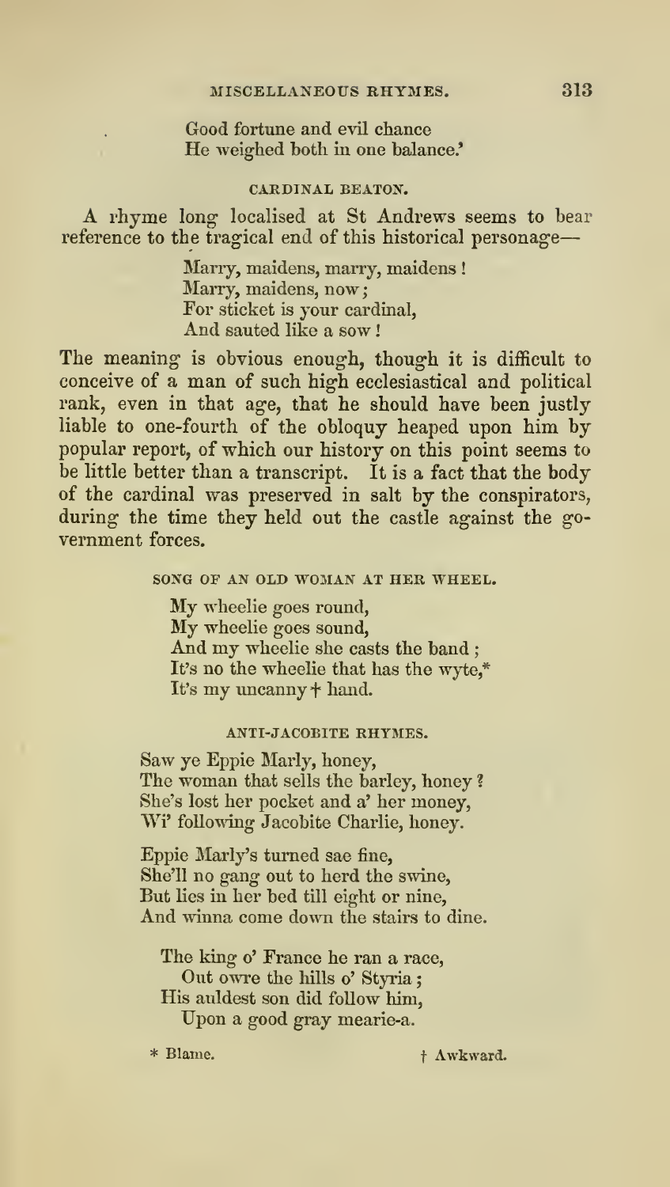Good fortune and evil chance
He weighed both in one balance.'

### CARDINAL BEATON.

A rhyme long localised at St Andrews seems to bear reference to the tragical end of this historical personage—

> Marry, maidens, marry, maidens!
> Marry, maidens, now;
> For sticket is your cardinal,
> And sauted like a sow!

The meaning is obvious enough, though it is difficult to conceive of a man of such high ecclesiastical and political rank, even in that age, that he should have been justly liable to one-fourth of the obloquy heaped upon him by popular report, of which our history on this point seems to be little better than a transcript. It is a fact that the body of the cardinal was preserved in salt by the conspirators, during the time they held out the castle against the government forces.

### SONG OF AN OLD WOMAN AT HER WHEEL.

> My wheelie goes round,
> My wheelie goes sound,
> And my wheelie she casts the band;
> It's no the wheelie that has the wyte,*
> It's my uncanny † hand.

### ANTI-JACOBITE RHYMES.

> Saw ye Eppie Marly, honey,
> The woman that sells the barley, honey?
> She's lost her pocket and a' her money,
> Wi' following Jacobite Charlie, honey.
>
> Eppie Marly's turned sae fine,
> She'll no gang out to herd the swine,
> But lies in her bed till eight or nine,
> And winna come down the stairs to dine.
>
> The king o' France he ran a race,
> Out owre the hills o' Styria;
> His auldest son did follow him,
> Upon a good gray mearie-a.

\* Blame. † Awkward.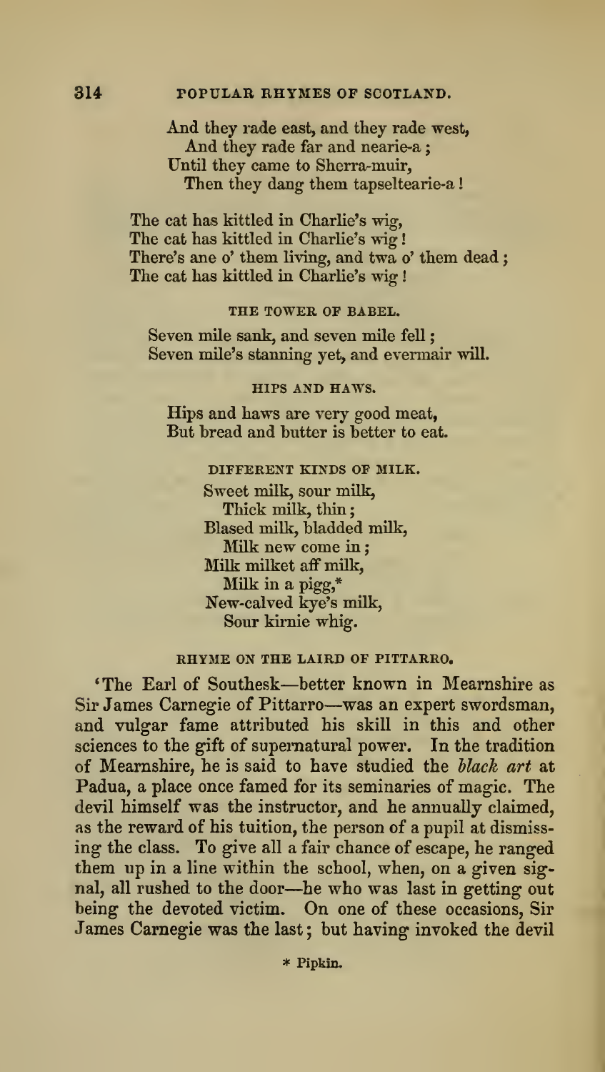And they rade east, and they rade west,  
And they rade far and nearie-a;  
Until they came to Sherra-muir,  
Then they dang them tapseltearie-a!

The cat has kittled in Charlie's wig,  
The cat has kittled in Charlie's wig!  
There's ane o' them living, and twa o' them dead;  
The cat has kittled in Charlie's wig!

### THE TOWER OF BABEL.

Seven mile sank, and seven mile fell;  
Seven mile's stanning yet, and evermair will.

### HIPS AND HAWS.

Hips and haws are very good meat,  
But bread and butter is better to eat.

### DIFFERENT KINDS OF MILK.

Sweet milk, sour milk,  
Thick milk, thin;  
Blased milk, bladded milk,  
Milk new come in;  
Milk milket aff milk,  
Milk in a pigg,*  
New-calved kye's milk,  
Sour kirnie whig.

### RHYME ON THE LAIRD OF PITTARRO.

'The Earl of Southesk—better known in Mearnshire as Sir James Carnegie of Pittarro—was an expert swordsman, and vulgar fame attributed his skill in this and other sciences to the gift of supernatural power. In the tradition of Mearnshire, he is said to have studied the *black art* at Padua, a place once famed for its seminaries of magic. The devil himself was the instructor, and he annually claimed, as the reward of his tuition, the person of a pupil at dismissing the class. To give all a fair chance of escape, he ranged them up in a line within the school, when, on a given signal, all rushed to the door—he who was last in getting out being the devoted victim. On one of these occasions, Sir James Carnegie was the last; but having invoked the devil

\* Pipkin.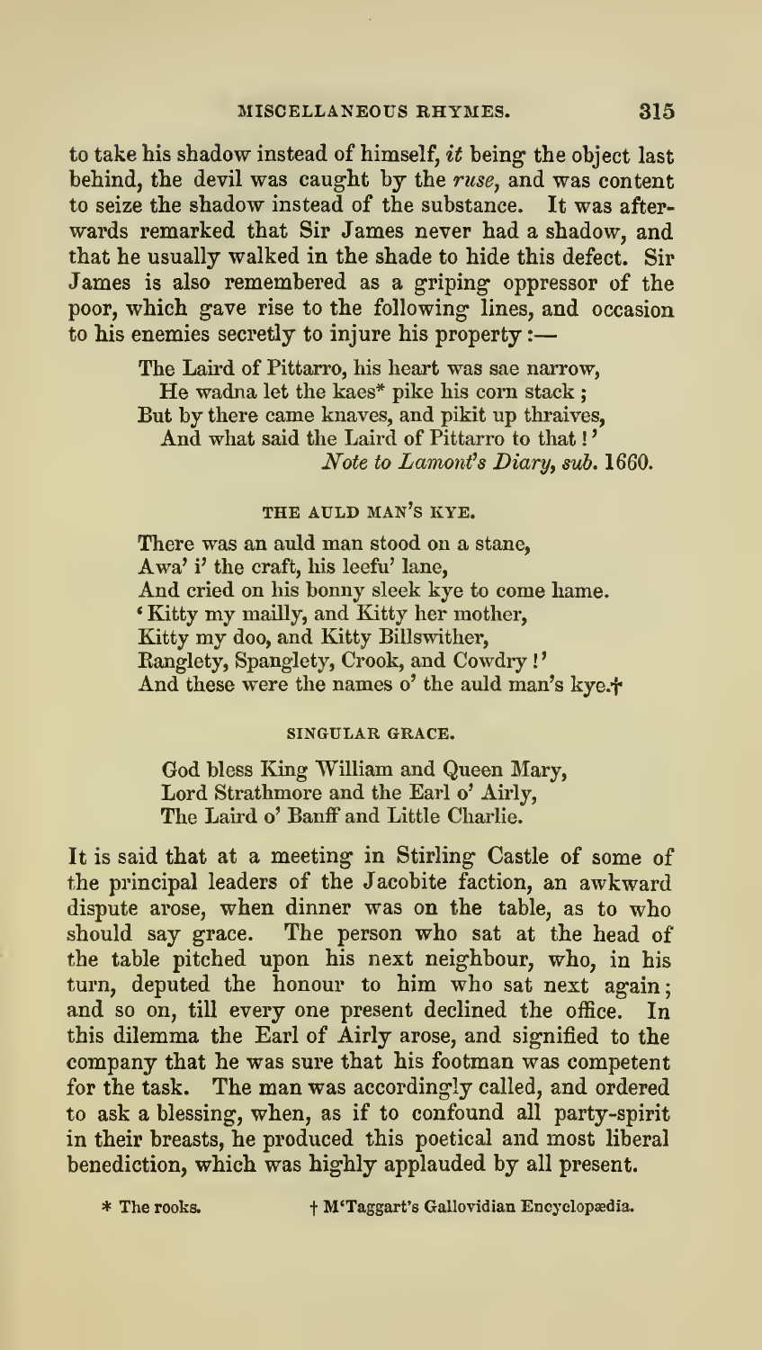to take his shadow instead of himself, *it* being the object last behind, the devil was caught by the *ruse*, and was content to seize the shadow instead of the substance. It was afterwards remarked that Sir James never had a shadow, and that he usually walked in the shade to hide this defect. Sir James is also remembered as a griping oppressor of the poor, which gave rise to the following lines, and occasion to his enemies secretly to injure his property :—

> The Laird of Pittarro, his heart was sae narrow,
> He wadna let the kaes* pike his corn stack ;
> But by there came knaves, and pikit up thraives,
> And what said the Laird of Pittarro to that !'
> *Note to Lamont's Diary, sub.* 1660.

### THE AULD MAN'S KYE.

> There was an auld man stood on a stane,
> Awa' i' the craft, his leefu' lane,
> And cried on his bonny sleek kye to come hame.
> 'Kitty my mailly, and Kitty her mother,
> Kitty my doo, and Kitty Billswither,
> Ranglety, Spanglety, Crook, and Cowdry !'
> And these were the names o' the auld man's kye.†

### SINGULAR GRACE.

> God bless King William and Queen Mary,
> Lord Strathmore and the Earl o' Airly,
> The Laird o' Banff and Little Charlie.

It is said that at a meeting in Stirling Castle of some of the principal leaders of the Jacobite faction, an awkward dispute arose, when dinner was on the table, as to who should say grace. The person who sat at the head of the table pitched upon his next neighbour, who, in his turn, deputed the honour to him who sat next again ; and so on, till every one present declined the office. In this dilemma the Earl of Airly arose, and signified to the company that he was sure that his footman was competent for the task. The man was accordingly called, and ordered to ask a blessing, when, as if to confound all party-spirit in their breasts, he produced this poetical and most liberal benediction, which was highly applauded by all present.

* The rooks.

† M'Taggart's Gallovidian Encyclopædia.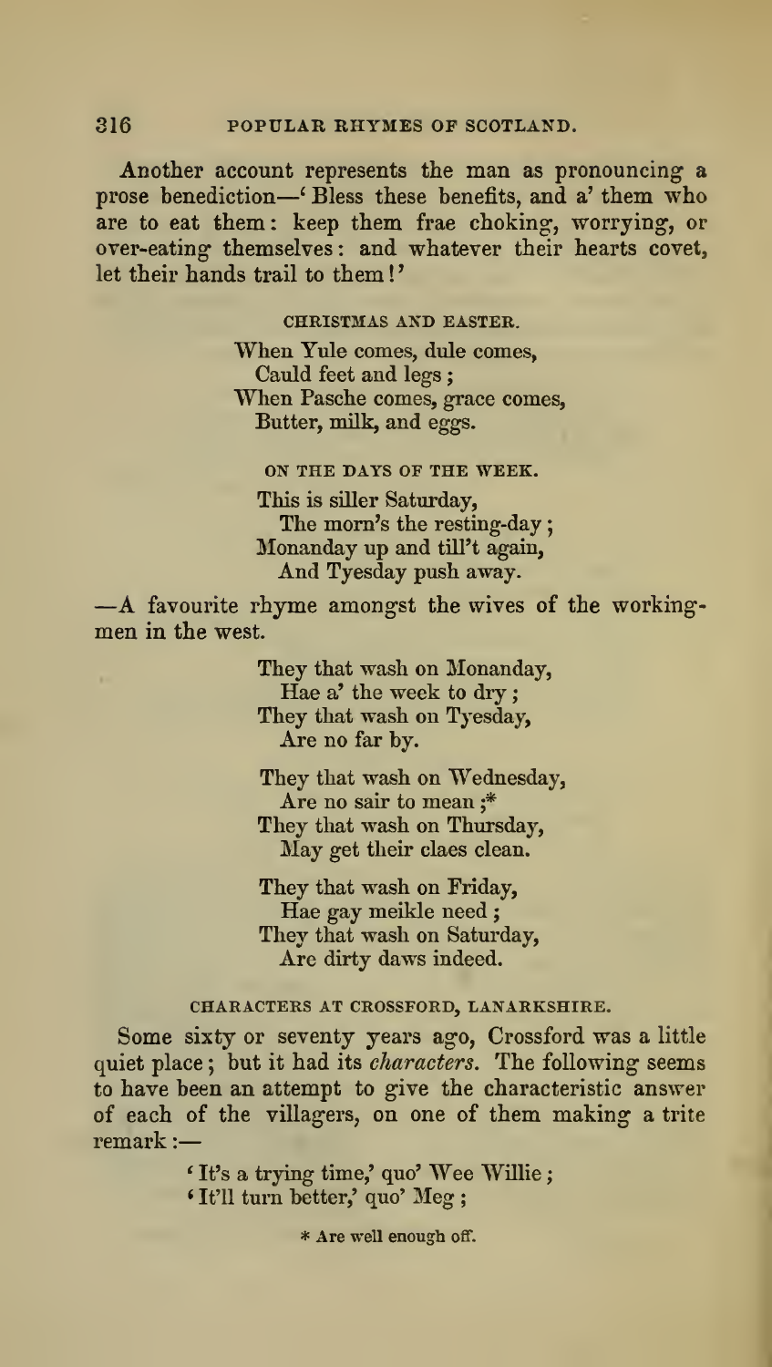Another account represents the man as pronouncing a prose benediction—'Bless these benefits, and a' them who are to eat them: keep them frae choking, worrying, or over-eating themselves: and whatever their hearts covet, let their hands trail to them!'

### CHRISTMAS AND EASTER.

When Yule comes, dule comes,  
  Cauld feet and legs;  
When Pasche comes, grace comes,  
  Butter, milk, and eggs.

### ON THE DAYS OF THE WEEK.

This is siller Saturday,  
  The morn's the resting-day;  
Monanday up and till't again,  
  And Tyesday push away.

—A favourite rhyme amongst the wives of the working-men in the west.

They that wash on Monanday,  
  Hae a' the week to dry;  
They that wash on Tyesday,  
  Are no far by.

They that wash on Wednesday,  
  Are no sair to mean;*  
They that wash on Thursday,  
  May get their claes clean.

They that wash on Friday,  
  Hae gay meikle need;  
They that wash on Saturday,  
  Are dirty daws indeed.

### CHARACTERS AT CROSSFORD, LANARKSHIRE.

Some sixty or seventy years ago, Crossford was a little quiet place; but it had its *characters*. The following seems to have been an attempt to give the characteristic answer of each of the villagers, on one of them making a trite remark:—

'It's a trying time,' quo' Wee Willie;  
'It'll turn better,' quo' Meg;

\* Are well enough off.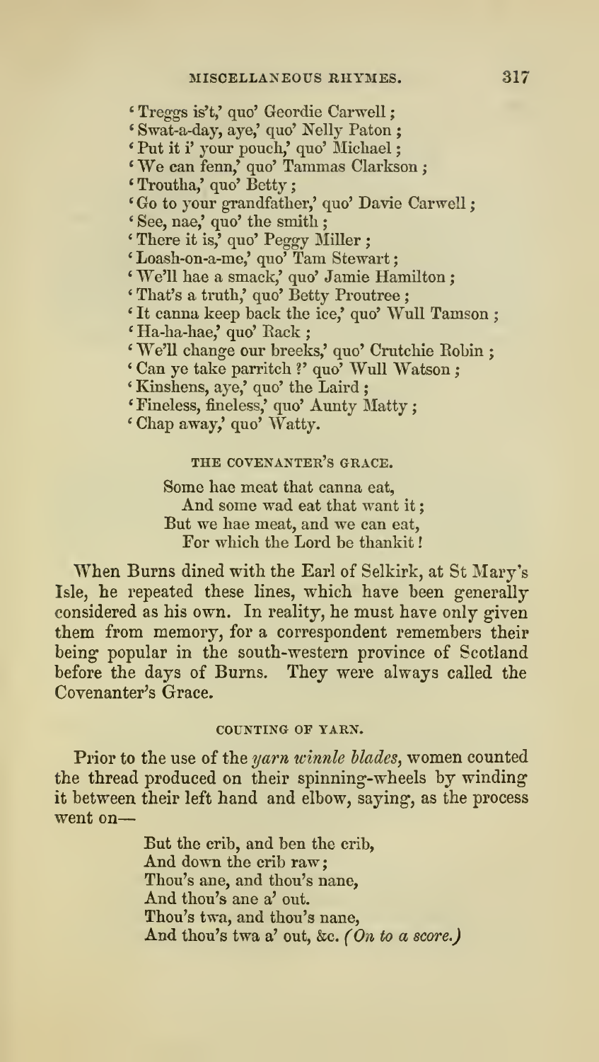'Treggs is't,' quo' Geordie Carwell;
'Swat-a-day, aye,' quo' Nelly Paton;
'Put it i' your pouch,' quo' Michael;
'We can fenn,' quo' Tammas Clarkson;
'Troutha,' quo' Betty;
'Go to your grandfather,' quo' Davie Carwell;
'See, nae,' quo' the smith;
'There it is,' quo' Peggy Miller;
'Loash-on-a-me,' quo' Tam Stewart;
'We'll hae a smack,' quo' Jamie Hamilton;
'That's a truth,' quo' Betty Proutree;
'It canna keep back the ice,' quo' Wull Tamson;
'Ha-ha-hae,' quo' Rack;
'We'll change our breeks,' quo' Crutchie Robin;
'Can ye take parritch?' quo' Wull Watson;
'Kinshens, aye,' quo' the Laird;
'Fineless, fineless,' quo' Aunty Matty;
'Chap away,' quo' Watty.

### THE COVENANTER'S GRACE.

Some hae meat that canna eat,
And some wad eat that want it;
But we hae meat, and we can eat,
For which the Lord be thankit!

When Burns dined with the Earl of Selkirk, at St Mary's Isle, he repeated these lines, which have been generally considered as his own. In reality, he must have only given them from memory, for a correspondent remembers their being popular in the south-western province of Scotland before the days of Burns. They were always called the Covenanter's Grace.

### COUNTING OF YARN.

Prior to the use of the *yarn winnle blades*, women counted the thread produced on their spinning-wheels by winding it between their left hand and elbow, saying, as the process went on—

But the crib, and ben the crib,
And down the crib raw;
Thou's ane, and thou's nane,
And thou's ane a' out.
Thou's twa, and thou's nane,
And thou's twa a' out, &c. *(On to a score.)*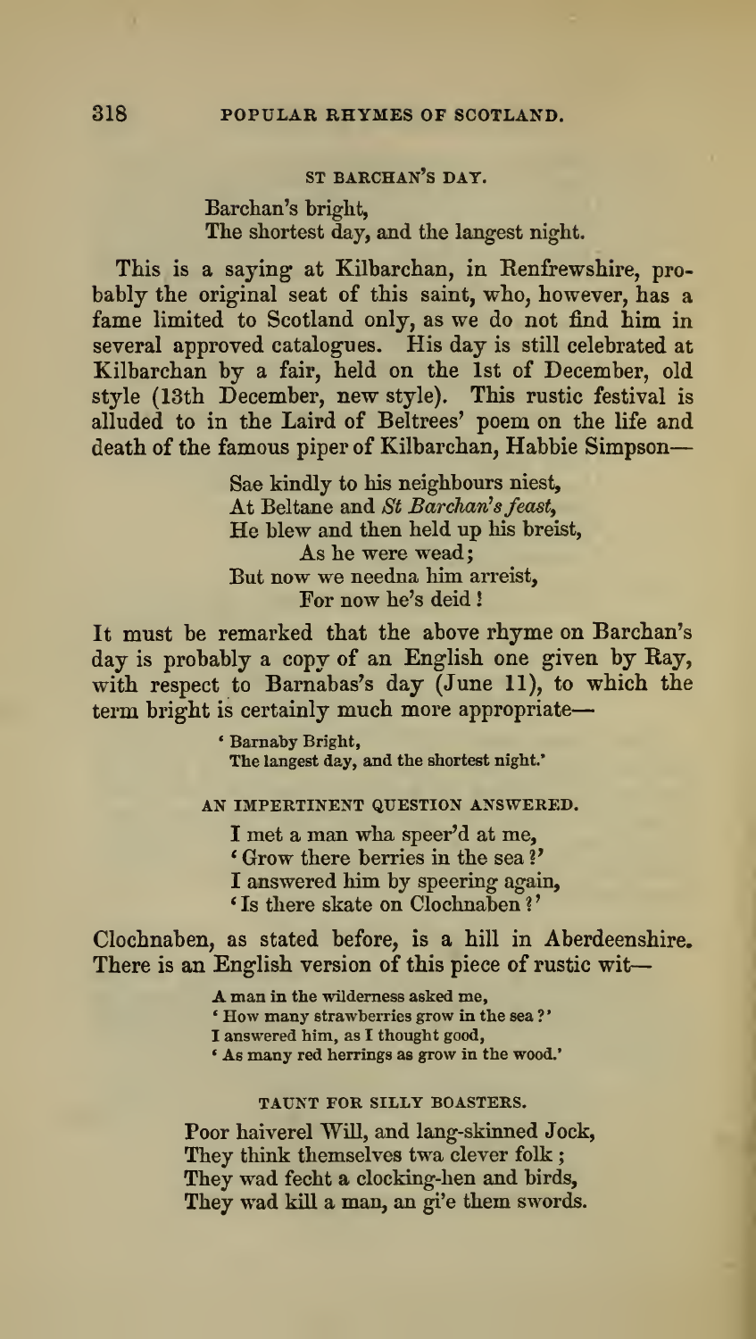### ST BARCHAN'S DAY.

> Barchan's bright,
> The shortest day, and the langest night.

This is a saying at Kilbarchan, in Renfrewshire, probably the original seat of this saint, who, however, has a fame limited to Scotland only, as we do not find him in several approved catalogues. His day is still celebrated at Kilbarchan by a fair, held on the 1st of December, old style (13th December, new style). This rustic festival is alluded to in the Laird of Beltrees' poem on the life and death of the famous piper of Kilbarchan, Habbie Simpson—

> Sae kindly to his neighbours niest,
> At Beltane and *St Barchan's feast*,
> He blew and then held up his breist,
> As he were wead;
> But now we needna him arreist,
> For now he's deid!

It must be remarked that the above rhyme on Barchan's day is probably a copy of an English one given by Ray, with respect to Barnabas's day (June 11), to which the term bright is certainly much more appropriate—

> 'Barnaby Bright,
> The langest day, and the shortest night.'

### AN IMPERTINENT QUESTION ANSWERED.

> I met a man wha speer'd at me,
> 'Grow there berries in the sea?'
> I answered him by speering again,
> 'Is there skate on Clochnaben?'

Clochnaben, as stated before, is a hill in Aberdeenshire. There is an English version of this piece of rustic wit—

> A man in the wilderness asked me,
> 'How many strawberries grow in the sea?'
> I answered him, as I thought good,
> 'As many red herrings as grow in the wood.'

### TAUNT FOR SILLY BOASTERS.

> Poor haiverel Will, and lang-skinned Jock,
> They think themselves twa clever folk;
> They wad fecht a clocking-hen and birds,
> They wad kill a man, an gi'e them swords.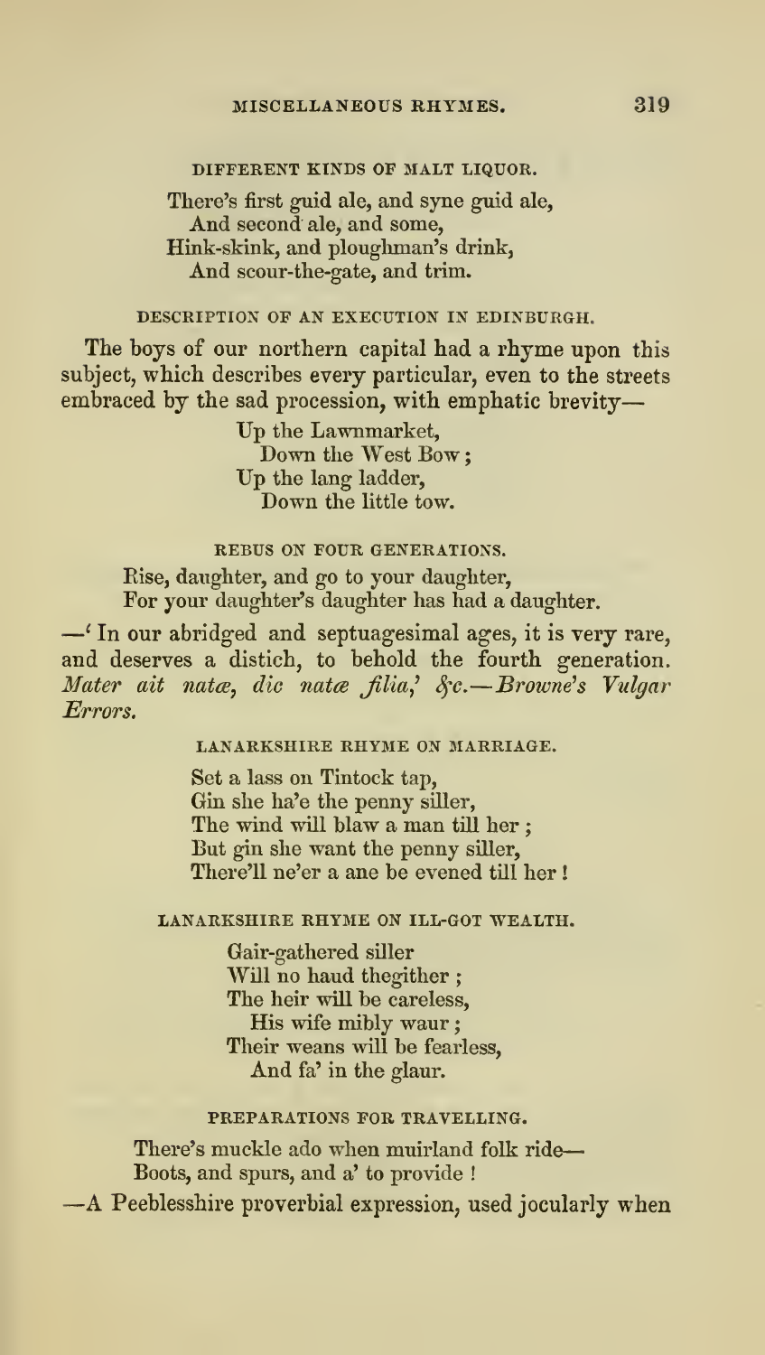### DIFFERENT KINDS OF MALT LIQUOR.

There's first guid ale, and syne guid ale,  
  And second ale, and some,  
Hink-skink, and ploughman's drink,  
  And scour-the-gate, and trim.

### DESCRIPTION OF AN EXECUTION IN EDINBURGH.

The boys of our northern capital had a rhyme upon this subject, which describes every particular, even to the streets embraced by the sad procession, with emphatic brevity—

Up the Lawnmarket,  
  Down the West Bow;  
Up the lang ladder,  
  Down the little tow.

### REBUS ON FOUR GENERATIONS.

Rise, daughter, and go to your daughter,  
For your daughter's daughter has had a daughter.

—'In our abridged and septuagesimal ages, it is very rare, and deserves a distich, to behold the fourth generation. *Mater ait natæ, dic natæ filia,' &c.—Browne's Vulgar Errors.*

### LANARKSHIRE RHYME ON MARRIAGE.

Set a lass on Tintock tap,  
Gin she ha'e the penny siller,  
The wind will blaw a man till her;  
But gin she want the penny siller,  
There'll ne'er a ane be evened till her!

### LANARKSHIRE RHYME ON ILL-GOT WEALTH.

Gair-gathered siller  
Will no haud thegither;  
The heir will be careless,  
  His wife mibly waur;  
Their weans will be fearless,  
  And fa' in the glaur.

### PREPARATIONS FOR TRAVELLING.

There's muckle ado when muirland folk ride—  
Boots, and spurs, and a' to provide!

—A Peeblesshire proverbial expression, used jocularly when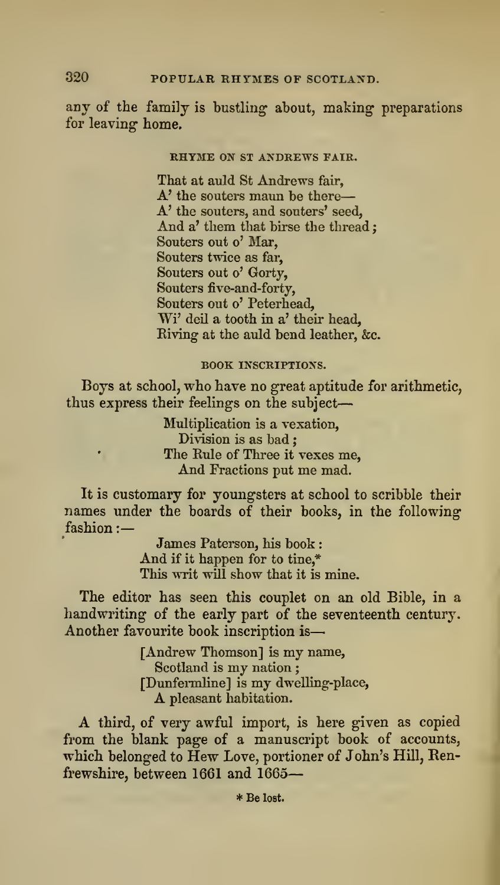any of the family is bustling about, making preparations for leaving home.

### RHYME ON ST ANDREWS FAIR.

> That at auld St Andrews fair,
> A' the souters maun be there—
> A' the souters, and souters' seed,
> And a' them that birse the thread;
> Souters out o' Mar,
> Souters twice as far,
> Souters out o' Gorty,
> Souters five-and-forty,
> Souters out o' Peterhead,
> Wi' deil a tooth in a' their head,
> Riving at the auld bend leather, &c.

### BOOK INSCRIPTIONS.

Boys at school, who have no great aptitude for arithmetic, thus express their feelings on the subject—

> Multiplication is a vexation,
> Division is as bad;
> The Rule of Three it vexes me,
> And Fractions put me mad.

It is customary for youngsters at school to scribble their names under the boards of their books, in the following fashion:—

> James Paterson, his book:
> And if it happen for to tine,*
> This writ will show that it is mine.

The editor has seen this couplet on an old Bible, in a handwriting of the early part of the seventeenth century. Another favourite book inscription is—

> [Andrew Thomson] is my name,
> Scotland is my nation;
> [Dunfermline] is my dwelling-place,
> A pleasant habitation.

A third, of very awful import, is here given as copied from the blank page of a manuscript book of accounts, which belonged to Hew Love, portioner of John's Hill, Renfrewshire, between 1661 and 1665—

* Be lost.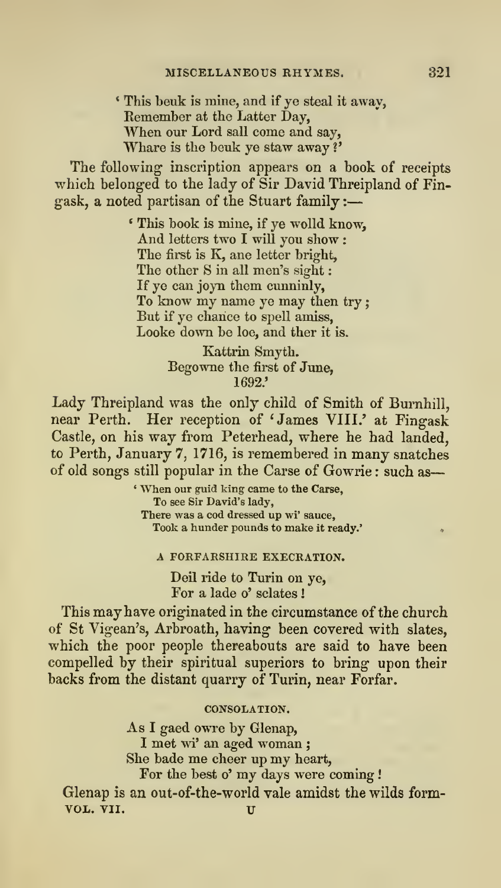> 'This beuk is mine, and if ye steal it away,
> Remember at the Latter Day,
> When our Lord sall come and say,
> Whare is the beuk ye staw away?'

The following inscription appears on a book of receipts which belonged to the lady of Sir David Threipland of Fingask, a noted partisan of the Stuart family:—

> 'This book is mine, if ye wolld know,
> And letters two I will you show:
> The first is K, ane letter bright,
> The other S in all men's sight:
> If ye can joyn them cunninly,
> To know my name ye may then try;
> But if ye chance to spell amiss,
> Looke down be loe, and ther it is.
>
> Kattrin Smyth.
> Begowne the first of June,
> 1692.'

Lady Threipland was the only child of Smith of Burnhill, near Perth. Her reception of 'James VIII.' at Fingask Castle, on his way from Peterhead, where he had landed, to Perth, January 7, 1716, is remembered in many snatches of old songs still popular in the Carse of Gowrie: such as—

> 'When our guid king came to the Carse,
> To see Sir David's lady,
> There was a cod dressed up wi' sauce,
> Took a hunder pounds to make it ready.'

### A FORFARSHIRE EXECRATION.

> Deil ride to Turin on ye,
> For a lade o' sclates!

This may have originated in the circumstance of the church of St Vigean's, Arbroath, having been covered with slates, which the poor people thereabouts are said to have been compelled by their spiritual superiors to bring upon their backs from the distant quarry of Turin, near Forfar.

### CONSOLATION.

> As I gaed owre by Glenap,
> I met wi' an aged woman;
> She bade me cheer up my heart,
> For the best o' my days were coming!

Glenap is an out-of-the-world vale amidst the wilds form-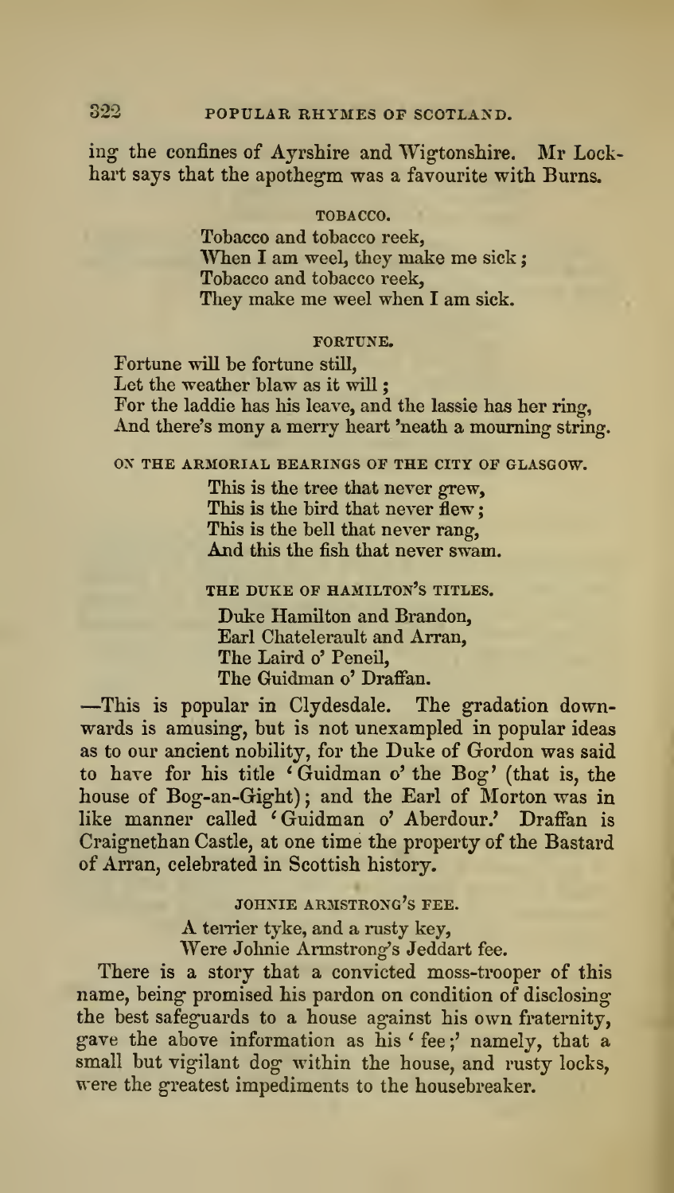ing the confines of Ayrshire and Wigtonshire. Mr Lockhart says that the apothegm was a favourite with Burns.

### TOBACCO.

Tobacco and tobacco reek,  
When I am weel, they make me sick;  
Tobacco and tobacco reek,  
They make me weel when I am sick.

### FORTUNE.

Fortune will be fortune still,  
Let the weather blaw as it will;  
For the laddie has his leave, and the lassie has her ring,  
And there's mony a merry heart 'neath a mourning string.

### ON THE ARMORIAL BEARINGS OF THE CITY OF GLASGOW.

This is the tree that never grew,  
This is the bird that never flew;  
This is the bell that never rang,  
And this the fish that never swam.

### THE DUKE OF HAMILTON'S TITLES.

Duke Hamilton and Brandon,  
Earl Chatelerault and Arran,  
The Laird o' Peneil,  
The Guidman o' Draffan.

—This is popular in Clydesdale. The gradation downwards is amusing, but is not unexampled in popular ideas as to our ancient nobility, for the Duke of Gordon was said to have for his title 'Guidman o' the Bog' (that is, the house of Bog-an-Gight); and the Earl of Morton was in like manner called 'Guidman o' Aberdour.' Draffan is Craignethan Castle, at one time the property of the Bastard of Arran, celebrated in Scottish history.

### JOHNIE ARMSTRONG'S FEE.

A terrier tyke, and a rusty key,  
Were Johnie Armstrong's Jeddart fee.

There is a story that a convicted moss-trooper of this name, being promised his pardon on condition of disclosing the best safeguards to a house against his own fraternity, gave the above information as his 'fee;' namely, that a small but vigilant dog within the house, and rusty locks, were the greatest impediments to the housebreaker.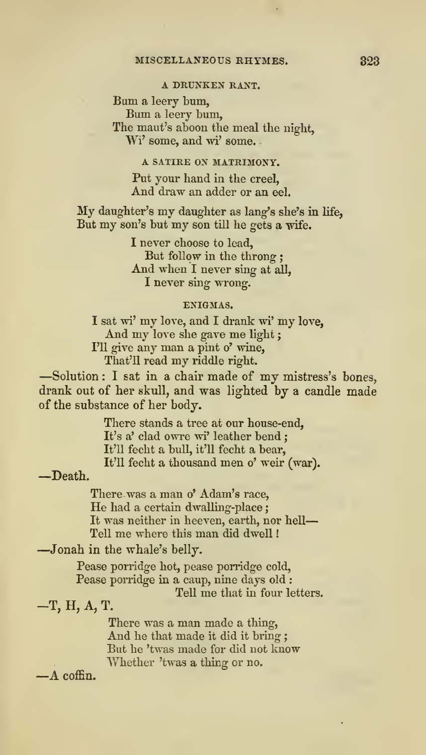### A DRUNKEN RANT.

Bum a leery bum,
Bum a leery bum,
The maut's aboon the meal the night,
Wi' some, and wi' some.

### A SATIRE ON MATRIMONY.

Put your hand in the creel,
And draw an adder or an eel.

My daughter's my daughter as lang's she's in life,
But my son's but my son till he gets a wife.

I never choose to lead,
But follow in the throng;
And when I never sing at all,
I never sing wrong.

### ENIGMAS.

I sat wi' my love, and I drank wi' my love,
And my love she gave me light;
I'll give any man a pint o' wine,
That'll read my riddle right.

—Solution: I sat in a chair made of my mistress's bones, drank out of her skull, and was lighted by a candle made of the substance of her body.

There stands a tree at our house-end,
It's a' clad owre wi' leather bend;
It'll fecht a bull, it'll fecht a bear,
It'll fecht a thousand men o' weir (war).

—Death.

There was a man o' Adam's race,
He had a certain dwelling-place;
It was neither in heeven, earth, nor hell—
Tell me where this man did dwell!

—Jonah in the whale's belly.

Pease porridge hot, pease porridge cold,
Pease porridge in a caup, nine days old:
Tell me that in four letters.

—T, H, A, T.

There was a man made a thing,
And he that made it did it bring;
But he 'twas made for did not know
Whether 'twas a thing or no.

—A coffin.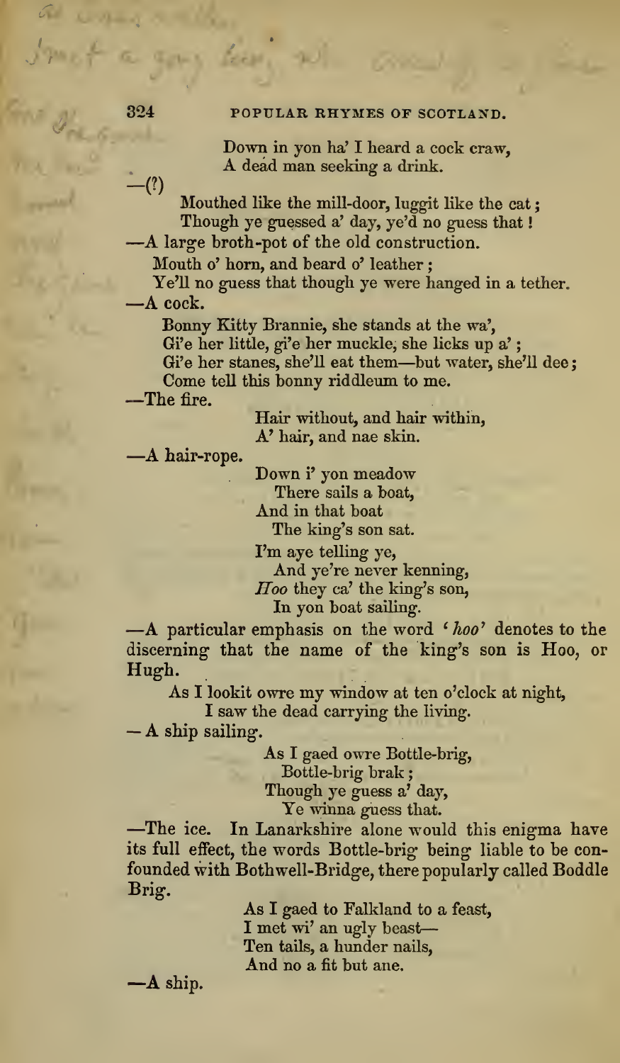Down in yon ha' I heard a cock craw,
A dead man seeking a drink.

—(?)

Mouthed like the mill-door, luggit like the cat;
Though ye guessed a' day, ye'd no guess that!

—A large broth-pot of the old construction.

Mouth o' horn, and beard o' leather;
Ye'll no guess that though ye were hanged in a tether.

—A cock.

Bonny Kitty Brannie, she stands at the wa',
Gi'e her little, gi'e her muckle, she licks up a';
Gi'e her stanes, she'll eat them—but water, she'll dee;
Come tell this bonny riddleum to me.

—The fire.

Hair without, and hair within,
A' hair, and nae skin.

—A hair-rope.

Down i' yon meadow
There sails a boat,
And in that boat
The king's son sat.

I'm aye telling ye,
And ye're never kenning,
*Hoo* they ca' the king's son,
In yon boat sailing.

—A particular emphasis on the word '*hoo*' denotes to the discerning that the name of the king's son is Hoo, or Hugh.

As I lookit owre my window at ten o'clock at night,
I saw the dead carrying the living.

— A ship sailing.

As I gaed owre Bottle-brig,
Bottle-brig brak;
Though ye guess a' day,
Ye winna guess that.

—The ice. In Lanarkshire alone would this enigma have its full effect, the words Bottle-brig being liable to be confounded with Bothwell-Bridge, there popularly called Boddle Brig.

As I gaed to Falkland to a feast,
I met wi' an ugly beast—
Ten tails, a hunder nails,
And no a fit but ane.

—A ship.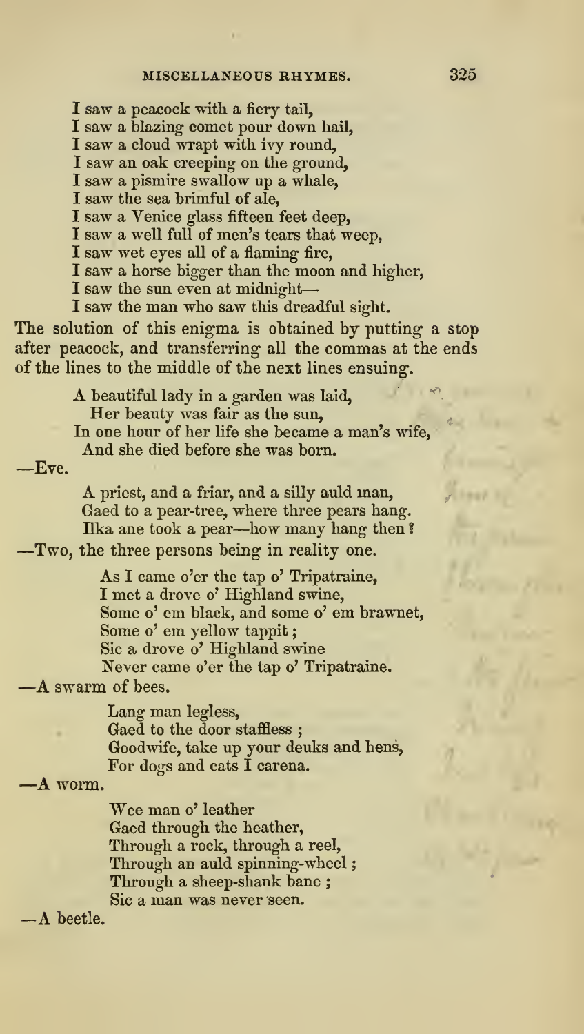I saw a peacock with a fiery tail,
I saw a blazing comet pour down hail,
I saw a cloud wrapt with ivy round,
I saw an oak creeping on the ground,
I saw a pismire swallow up a whale,
I saw the sea brimful of ale,
I saw a Venice glass fifteen feet deep,
I saw a well full of men's tears that weep,
I saw wet eyes all of a flaming fire,
I saw a horse bigger than the moon and higher,
I saw the sun even at midnight—
I saw the man who saw this dreadful sight.

The solution of this enigma is obtained by putting a stop after peacock, and transferring all the commas at the ends of the lines to the middle of the next lines ensuing.

> A beautiful lady in a garden was laid,
> Her beauty was fair as the sun,
> In one hour of her life she became a man's wife,
> And she died before she was born.

—Eve.

> A priest, and a friar, and a silly auld man,
> Gaed to a pear-tree, where three pears hang.
> Ilka ane took a pear—how many hang then?

—Two, the three persons being in reality one.

> As I came o'er the tap o' Tripatraine,
> I met a drove o' Highland swine,
> Some o' em black, and some o' em brawnet,
> Some o' em yellow tappit;
> Sic a drove o' Highland swine
> Never came o'er the tap o' Tripatraine.

—A swarm of bees.

> Lang man legless,
> Gaed to the door staffless;
> Goodwife, take up your deuks and hens,
> For dogs and cats I carena.

—A worm.

> Wee man o' leather
> Gaed through the heather,
> Through a rock, through a reel,
> Through an auld spinning-wheel;
> Through a sheep-shank bane;
> Sic a man was never seen.

—A beetle.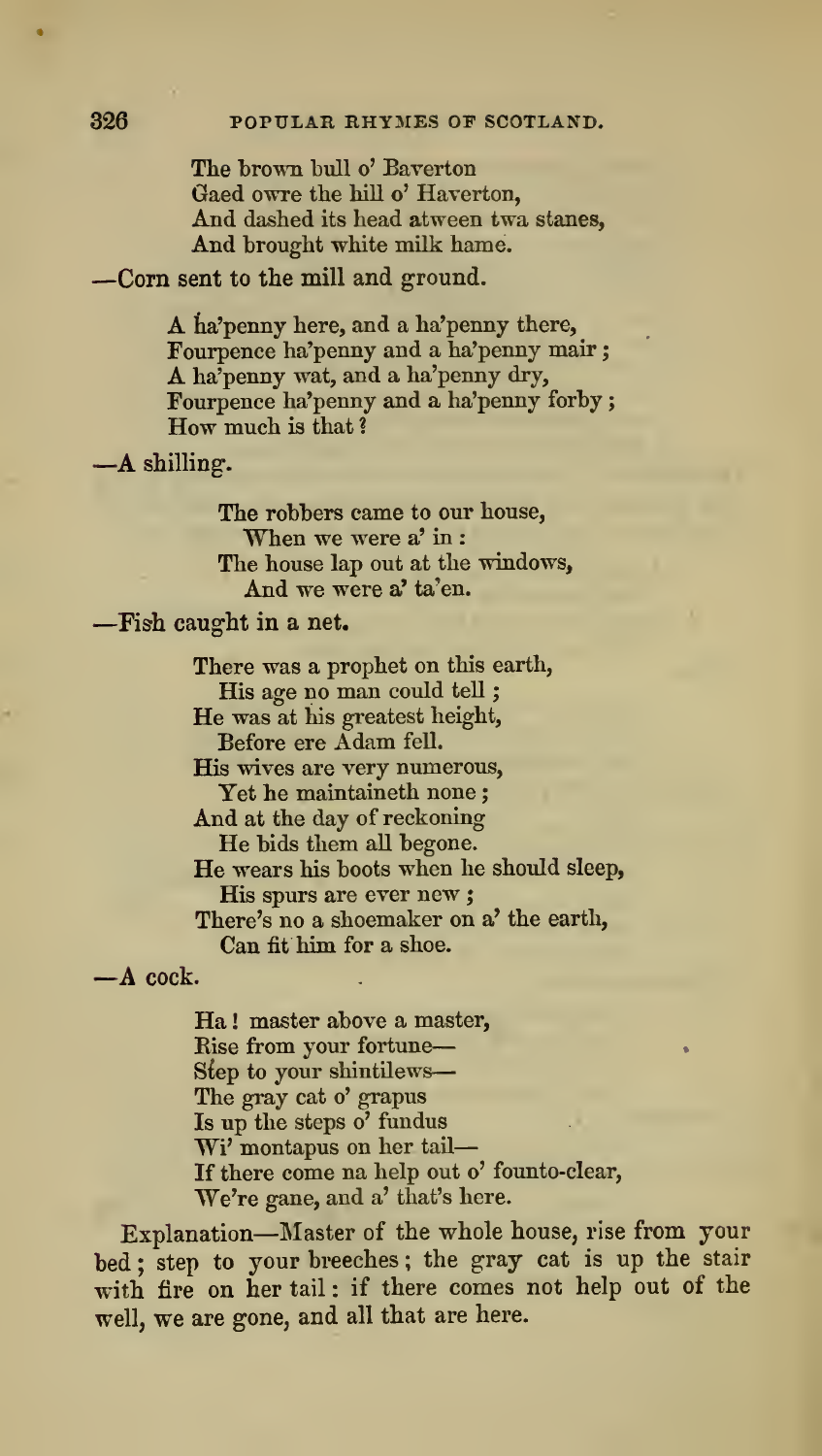The brown bull o' Baverton
Gaed owre the hill o' Haverton,
And dashed its head atween twa stanes,
And brought white milk hame.

—Corn sent to the mill and ground.

A ha'penny here, and a ha'penny there,
Fourpence ha'penny and a ha'penny mair;
A ha'penny wat, and a ha'penny dry,
Fourpence ha'penny and a ha'penny forby;
How much is that?

—A shilling.

The robbers came to our house,
When we were a' in:
The house lap out at the windows,
And we were a' ta'en.

—Fish caught in a net.

There was a prophet on this earth,
His age no man could tell;
He was at his greatest height,
Before ere Adam fell.
His wives are very numerous,
Yet he maintaineth none;
And at the day of reckoning
He bids them all begone.
He wears his boots when he should sleep,
His spurs are ever new;
There's no a shoemaker on a' the earth,
Can fit him for a shoe.

—A cock.

Ha! master above a master,
Rise from your fortune—
Step to your shintilews—
The gray cat o' grapus
Is up the steps o' fundus
Wi' montapus on her tail—
If there come na help out o' founto-clear,
We're gane, and a' that's here.

Explanation—Master of the whole house, rise from your bed; step to your breeches; the gray cat is up the stair with fire on her tail: if there comes not help out of the well, we are gone, and all that are here.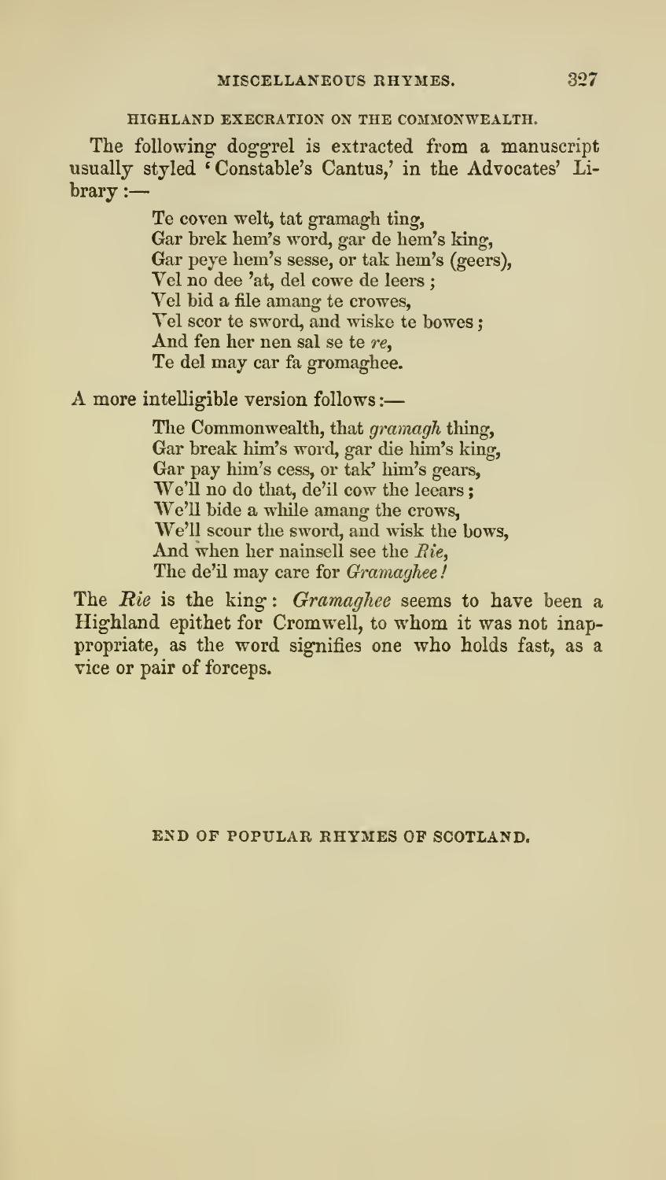### HIGHLAND EXECRATION ON THE COMMONWEALTH.

The following doggrel is extracted from a manuscript usually styled 'Constable's Cantus,' in the Advocates' Library:—

> Te coven welt, tat gramagh ting,
> Gar brek hem's word, gar de hem's king,
> Gar peye hem's sesse, or tak hem's (geers),
> Vel no dee 'at, del cowe de leers;
> Vel bid a file amang te crowes,
> Vel scor te sword, and wiske te bowes;
> And fen her nen sal se te *re*,
> Te del may car fa gromaghee.

A more intelligible version follows:—

> The Commonwealth, that *gramagh* thing,
> Gar break him's word, gar die him's king,
> Gar pay him's cess, or tak' him's gears,
> We'll no do that, de'il cow the leears;
> We'll bide a while amang the crows,
> We'll scour the sword, and wisk the bows,
> And when her nainsell see the *Rie*,
> The de'il may care for *Gramaghee!*

The *Rie* is the king: *Gramaghee* seems to have been a Highland epithet for Cromwell, to whom it was not inappropriate, as the word signifies one who holds fast, as a vice or pair of forceps.

END OF POPULAR RHYMES OF SCOTLAND.